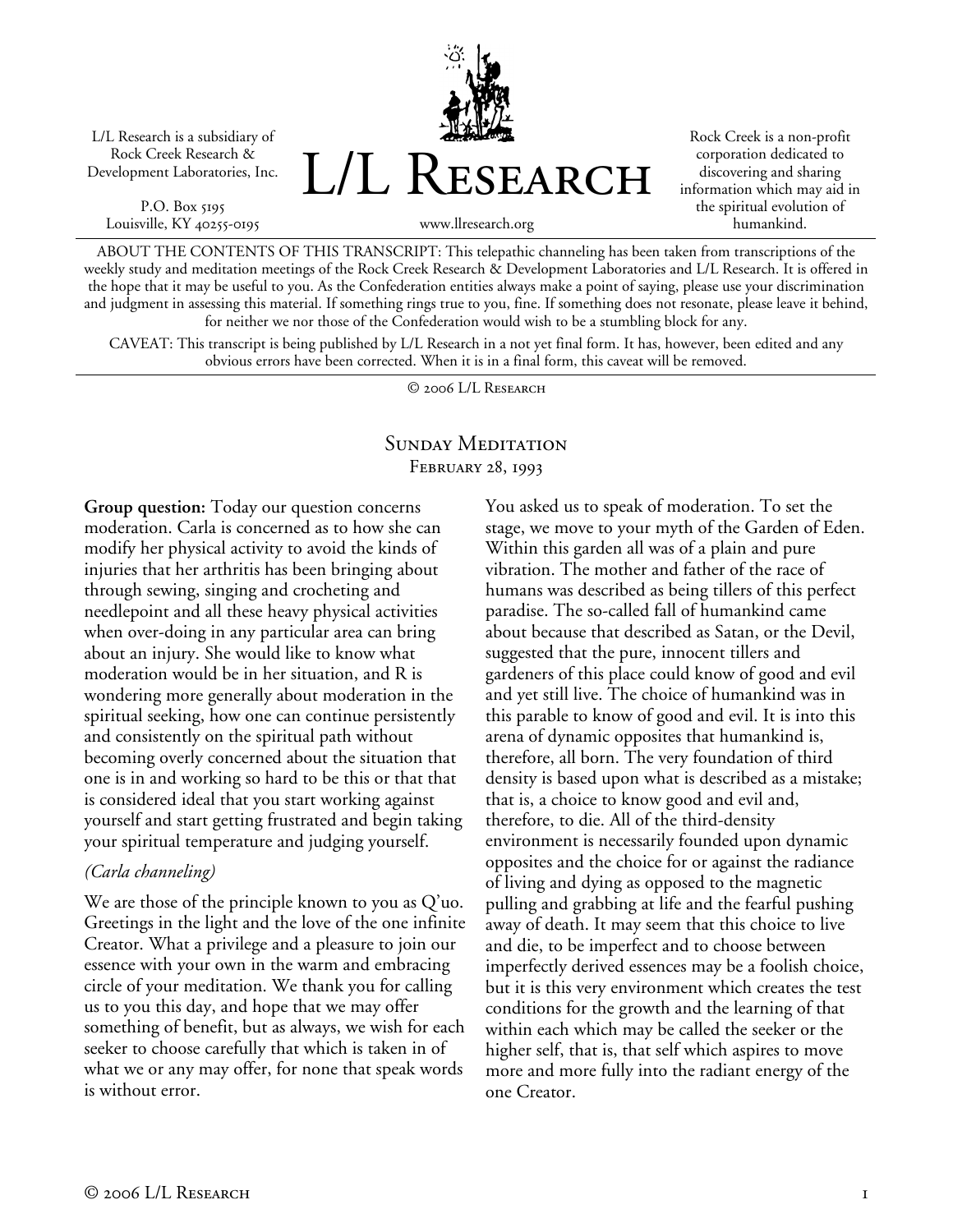L/L Research is a subsidiary of Rock Creek Research & Development Laboratories, Inc.

P.O. Box 5195
Louisville, KY 40255-0195

# L/L Research

www.llresearch.org

Rock Creek is a non-profit corporation dedicated to discovering and sharing information which may aid in the spiritual evolution of humankind.

ABOUT THE CONTENTS OF THIS TRANSCRIPT: This telepathic channeling has been taken from transcriptions of the weekly study and meditation meetings of the Rock Creek Research & Development Laboratories and L/L Research. It is offered in the hope that it may be useful to you. As the Confederation entities always make a point of saying, please use your discrimination and judgment in assessing this material. If something rings true to you, fine. If something does not resonate, please leave it behind, for neither we nor those of the Confederation would wish to be a stumbling block for any.

CAVEAT: This transcript is being published by L/L Research in a not yet final form. It has, however, been edited and any obvious errors have been corrected. When it is in a final form, this caveat will be removed.

© 2006 L/L Research

## Sunday Meditation
February 28, 1993

**Group question:** Today our question concerns moderation. Carla is concerned as to how she can modify her physical activity to avoid the kinds of injuries that her arthritis has been bringing about through sewing, singing and crocheting and needlepoint and all these heavy physical activities when over-doing in any particular area can bring about an injury. She would like to know what moderation would be in her situation, and R is wondering more generally about moderation in the spiritual seeking, how one can continue persistently and consistently on the spiritual path without becoming overly concerned about the situation that one is in and working so hard to be this or that that is considered ideal that you start working against yourself and start getting frustrated and begin taking your spiritual temperature and judging yourself.

*(Carla channeling)*

We are those of the principle known to you as Q'uo. Greetings in the light and the love of the one infinite Creator. What a privilege and a pleasure to join our essence with your own in the warm and embracing circle of your meditation. We thank you for calling us to you this day, and hope that we may offer something of benefit, but as always, we wish for each seeker to choose carefully that which is taken in of what we or any may offer, for none that speak words is without error.

You asked us to speak of moderation. To set the stage, we move to your myth of the Garden of Eden. Within this garden all was of a plain and pure vibration. The mother and father of the race of humans was described as being tillers of this perfect paradise. The so-called fall of humankind came about because that described as Satan, or the Devil, suggested that the pure, innocent tillers and gardeners of this place could know of good and evil and yet still live. The choice of humankind was in this parable to know of good and evil. It is into this arena of dynamic opposites that humankind is, therefore, all born. The very foundation of third density is based upon what is described as a mistake; that is, a choice to know good and evil and, therefore, to die. All of the third-density environment is necessarily founded upon dynamic opposites and the choice for or against the radiance of living and dying as opposed to the magnetic pulling and grabbing at life and the fearful pushing away of death. It may seem that this choice to live and die, to be imperfect and to choose between imperfectly derived essences may be a foolish choice, but it is this very environment which creates the test conditions for the growth and the learning of that within each which may be called the seeker or the higher self, that is, that self which aspires to move more and more fully into the radiant energy of the one Creator.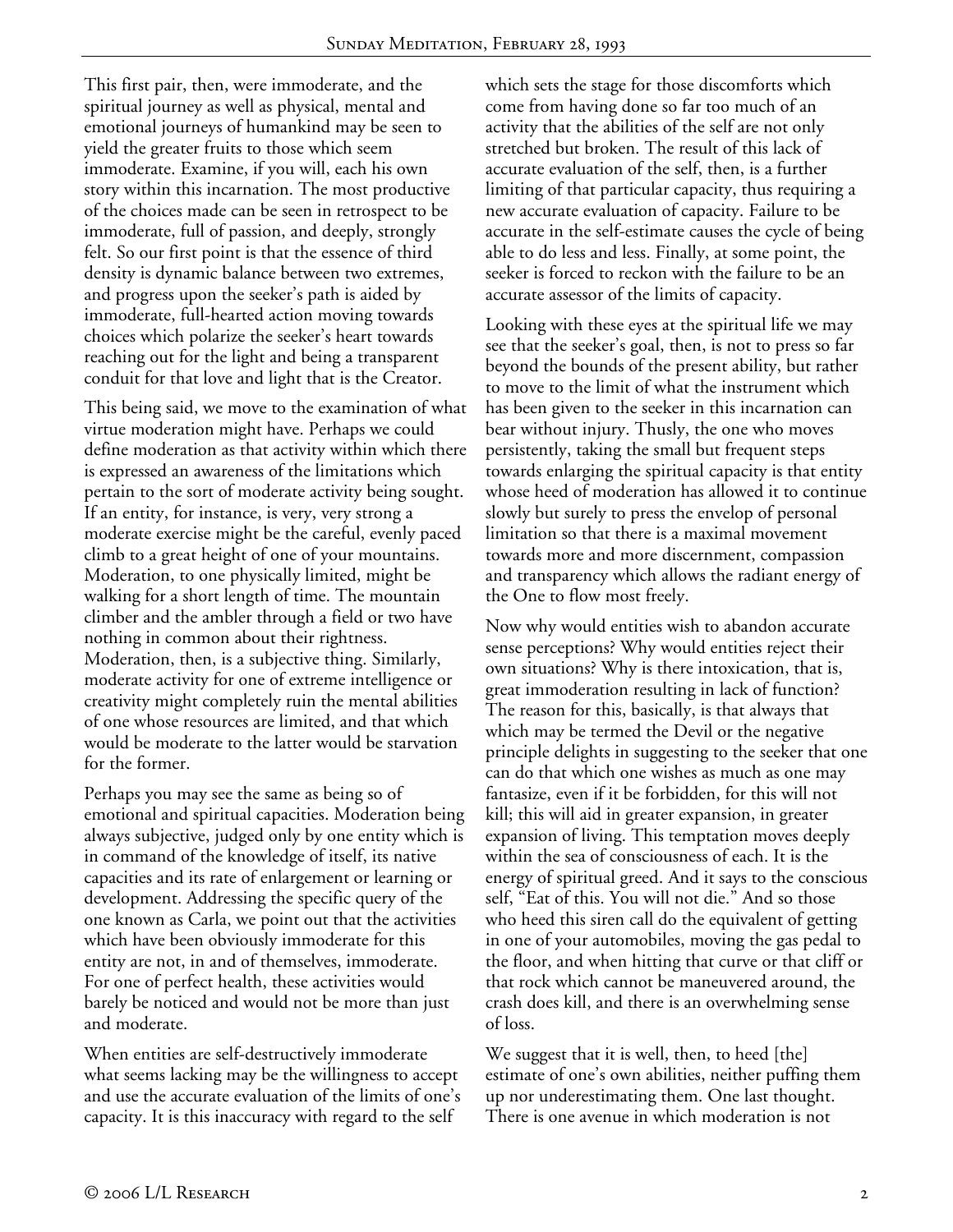This first pair, then, were immoderate, and the spiritual journey as well as physical, mental and emotional journeys of humankind may be seen to yield the greater fruits to those which seem immoderate. Examine, if you will, each his own story within this incarnation. The most productive of the choices made can be seen in retrospect to be immoderate, full of passion, and deeply, strongly felt. So our first point is that the essence of third density is dynamic balance between two extremes, and progress upon the seeker's path is aided by immoderate, full-hearted action moving towards choices which polarize the seeker's heart towards reaching out for the light and being a transparent conduit for that love and light that is the Creator.

This being said, we move to the examination of what virtue moderation might have. Perhaps we could define moderation as that activity within which there is expressed an awareness of the limitations which pertain to the sort of moderate activity being sought. If an entity, for instance, is very, very strong a moderate exercise might be the careful, evenly paced climb to a great height of one of your mountains. Moderation, to one physically limited, might be walking for a short length of time. The mountain climber and the ambler through a field or two have nothing in common about their rightness. Moderation, then, is a subjective thing. Similarly, moderate activity for one of extreme intelligence or creativity might completely ruin the mental abilities of one whose resources are limited, and that which would be moderate to the latter would be starvation for the former.

Perhaps you may see the same as being so of emotional and spiritual capacities. Moderation being always subjective, judged only by one entity which is in command of the knowledge of itself, its native capacities and its rate of enlargement or learning or development. Addressing the specific query of the one known as Carla, we point out that the activities which have been obviously immoderate for this entity are not, in and of themselves, immoderate. For one of perfect health, these activities would barely be noticed and would not be more than just and moderate.

When entities are self-destructively immoderate what seems lacking may be the willingness to accept and use the accurate evaluation of the limits of one's capacity. It is this inaccuracy with regard to the self which sets the stage for those discomforts which come from having done so far too much of an activity that the abilities of the self are not only stretched but broken. The result of this lack of accurate evaluation of the self, then, is a further limiting of that particular capacity, thus requiring a new accurate evaluation of capacity. Failure to be accurate in the self-estimate causes the cycle of being able to do less and less. Finally, at some point, the seeker is forced to reckon with the failure to be an accurate assessor of the limits of capacity.

Looking with these eyes at the spiritual life we may see that the seeker's goal, then, is not to press so far beyond the bounds of the present ability, but rather to move to the limit of what the instrument which has been given to the seeker in this incarnation can bear without injury. Thusly, the one who moves persistently, taking the small but frequent steps towards enlarging the spiritual capacity is that entity whose heed of moderation has allowed it to continue slowly but surely to press the envelop of personal limitation so that there is a maximal movement towards more and more discernment, compassion and transparency which allows the radiant energy of the One to flow most freely.

Now why would entities wish to abandon accurate sense perceptions? Why would entities reject their own situations? Why is there intoxication, that is, great immoderation resulting in lack of function? The reason for this, basically, is that always that which may be termed the Devil or the negative principle delights in suggesting to the seeker that one can do that which one wishes as much as one may fantasize, even if it be forbidden, for this will not kill; this will aid in greater expansion, in greater expansion of living. This temptation moves deeply within the sea of consciousness of each. It is the energy of spiritual greed. And it says to the conscious self, "Eat of this. You will not die." And so those who heed this siren call do the equivalent of getting in one of your automobiles, moving the gas pedal to the floor, and when hitting that curve or that cliff or that rock which cannot be maneuvered around, the crash does kill, and there is an overwhelming sense of loss.

We suggest that it is well, then, to heed [the] estimate of one's own abilities, neither puffing them up nor underestimating them. One last thought. There is one avenue in which moderation is not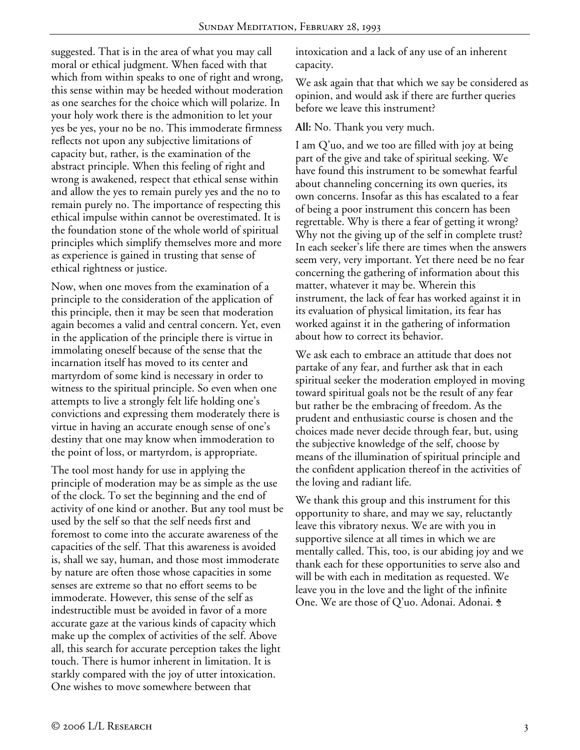suggested. That is in the area of what you may call moral or ethical judgment. When faced with that which from within speaks to one of right and wrong, this sense within may be heeded without moderation as one searches for the choice which will polarize. In your holy work there is the admonition to let your yes be yes, your no be no. This immoderate firmness reflects not upon any subjective limitations of capacity but, rather, is the examination of the abstract principle. When this feeling of right and wrong is awakened, respect that ethical sense within and allow the yes to remain purely yes and the no to remain purely no. The importance of respecting this ethical impulse within cannot be overestimated. It is the foundation stone of the whole world of spiritual principles which simplify themselves more and more as experience is gained in trusting that sense of ethical rightness or justice.

Now, when one moves from the examination of a principle to the consideration of the application of this principle, then it may be seen that moderation again becomes a valid and central concern. Yet, even in the application of the principle there is virtue in immolating oneself because of the sense that the incarnation itself has moved to its center and martyrdom of some kind is necessary in order to witness to the spiritual principle. So even when one attempts to live a strongly felt life holding one's convictions and expressing them moderately there is virtue in having an accurate enough sense of one's destiny that one may know when immoderation to the point of loss, or martyrdom, is appropriate.

The tool most handy for use in applying the principle of moderation may be as simple as the use of the clock. To set the beginning and the end of activity of one kind or another. But any tool must be used by the self so that the self needs first and foremost to come into the accurate awareness of the capacities of the self. That this awareness is avoided is, shall we say, human, and those most immoderate by nature are often those whose capacities in some senses are extreme so that no effort seems to be immoderate. However, this sense of the self as indestructible must be avoided in favor of a more accurate gaze at the various kinds of capacity which make up the complex of activities of the self. Above all, this search for accurate perception takes the light touch. There is humor inherent in limitation. It is starkly compared with the joy of utter intoxication. One wishes to move somewhere between that intoxication and a lack of any use of an inherent capacity.

We ask again that that which we say be considered as opinion, and would ask if there are further queries before we leave this instrument?

**All:** No. Thank you very much.

I am Q'uo, and we too are filled with joy at being part of the give and take of spiritual seeking. We have found this instrument to be somewhat fearful about channeling concerning its own queries, its own concerns. Insofar as this has escalated to a fear of being a poor instrument this concern has been regrettable. Why is there a fear of getting it wrong? Why not the giving up of the self in complete trust? In each seeker's life there are times when the answers seem very, very important. Yet there need be no fear concerning the gathering of information about this matter, whatever it may be. Wherein this instrument, the lack of fear has worked against it in its evaluation of physical limitation, its fear has worked against it in the gathering of information about how to correct its behavior.

We ask each to embrace an attitude that does not partake of any fear, and further ask that in each spiritual seeker the moderation employed in moving toward spiritual goals not be the result of any fear but rather be the embracing of freedom. As the prudent and enthusiastic course is chosen and the choices made never decide through fear, but, using the subjective knowledge of the self, choose by means of the illumination of spiritual principle and the confident application thereof in the activities of the loving and radiant life.

We thank this group and this instrument for this opportunity to share, and may we say, reluctantly leave this vibratory nexus. We are with you in supportive silence at all times in which we are mentally called. This, too, is our abiding joy and we thank each for these opportunities to serve also and will be with each in meditation as requested. We leave you in the love and the light of the infinite One. We are those of Q'uo. Adonai. Adonai. ♆